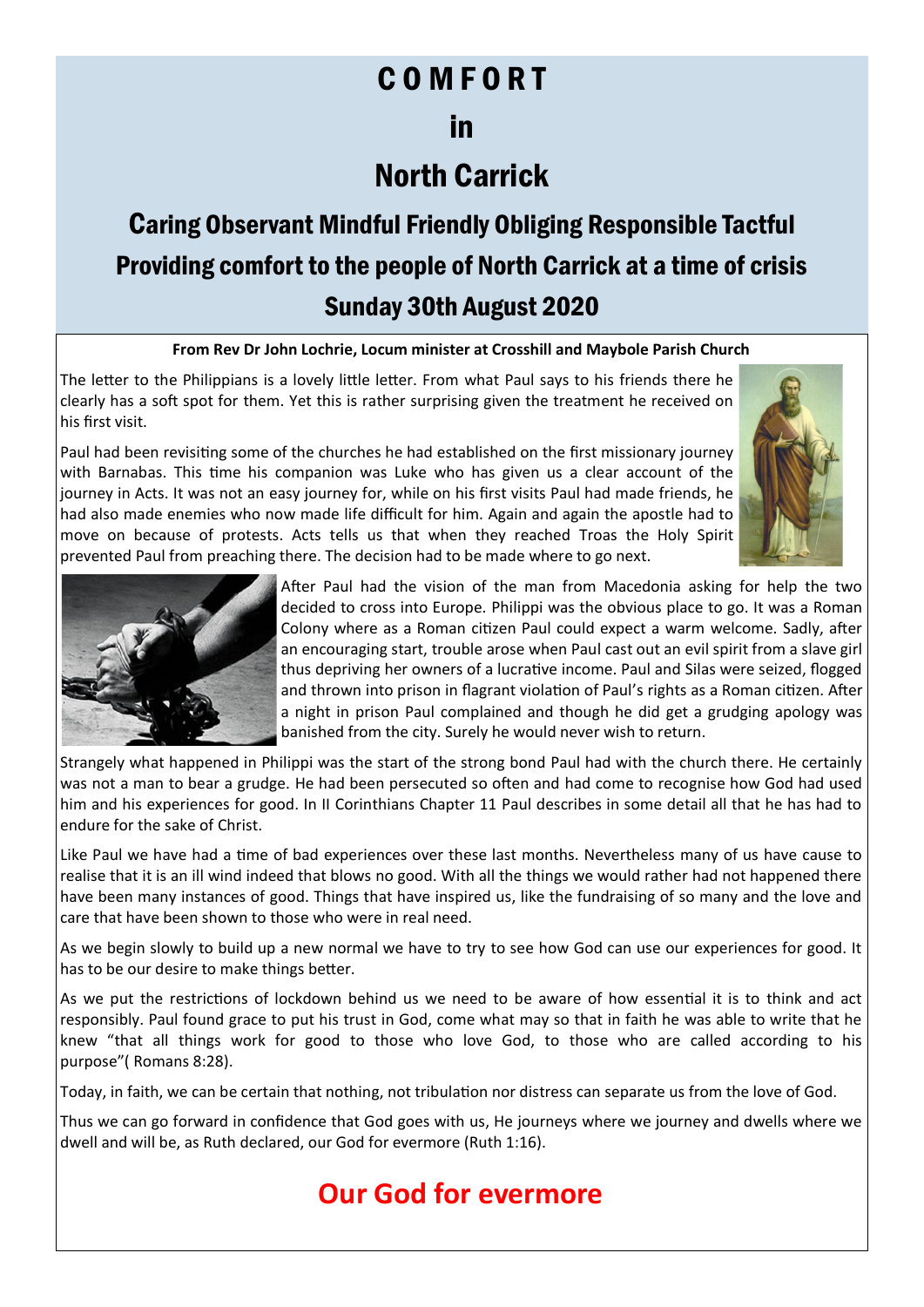# COMFORT

# in

# North Carrick

## Caring Observant Mindful Friendly Obliging Responsible Tactful

## Providing comfort to the people of North Carrick at a time of crisis

## Sunday 30th August 2020

**From Rev Dr John Lochrie, Locum minister at Crosshill and Maybole Parish Church**

The letter to the Philippians is a lovely little letter. From what Paul says to his friends there he clearly has a soft spot for them. Yet this is rather surprising given the treatment he received on his first visit.

Paul had been revisiting some of the churches he had established on the first missionary journey with Barnabas. This time his companion was Luke who has given us a clear account of the journey in Acts. It was not an easy journey for, while on his first visits Paul had made friends, he had also made enemies who now made life difficult for him. Again and again the apostle had to move on because of protests. Acts tells us that when they reached Troas the Holy Spirit prevented Paul from preaching there. The decision had to be made where to go next.

After Paul had the vision of the man from Macedonia asking for help the two decided to cross into Europe. Philippi was the obvious place to go. It was a Roman Colony where as a Roman citizen Paul could expect a warm welcome. Sadly, after an encouraging start, trouble arose when Paul cast out an evil spirit from a slave girl thus depriving her owners of a lucrative income. Paul and Silas were seized, flogged and thrown into prison in flagrant violation of Paul's rights as a Roman citizen. After a night in prison Paul complained and though he did get a grudging apology was banished from the city. Surely he would never wish to return.

Strangely what happened in Philippi was the start of the strong bond Paul had with the church there. He certainly was not a man to bear a grudge. He had been persecuted so often and had come to recognise how God had used him and his experiences for good. In II Corinthians Chapter 11 Paul describes in some detail all that he has had to endure for the sake of Christ.

Like Paul we have had a time of bad experiences over these last months. Nevertheless many of us have cause to realise that it is an ill wind indeed that blows no good. With all the things we would rather had not happened there have been many instances of good. Things that have inspired us, like the fundraising of so many and the love and care that have been shown to those who were in real need.

As we begin slowly to build up a new normal we have to try to see how God can use our experiences for good. It has to be our desire to make things better.

As we put the restrictions of lockdown behind us we need to be aware of how essential it is to think and act responsibly. Paul found grace to put his trust in God, come what may so that in faith he was able to write that he knew "that all things work for good to those who love God, to those who are called according to his purpose"( Romans 8:28).

Today, in faith, we can be certain that nothing, not tribulation nor distress can separate us from the love of God.

Thus we can go forward in confidence that God goes with us, He journeys where we journey and dwells where we dwell and will be, as Ruth declared, our God for evermore (Ruth 1:16).

## Our God for evermore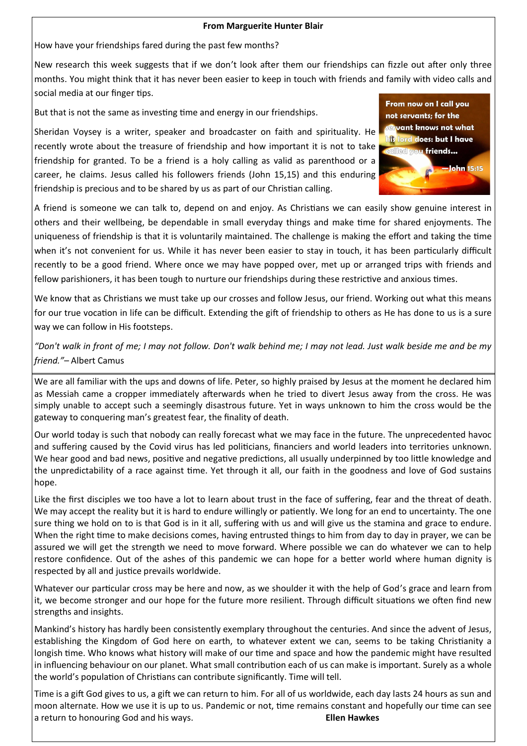**From Marguerite Hunter Blair**

How have your friendships fared during the past few months?

New research this week suggests that if we don't look after them our friendships can fizzle out after only three months. You might think that it has never been easier to keep in touch with friends and family with video calls and social media at our finger tips.

But that is not the same as investing time and energy in our friendships.

Sheridan Voysey is a writer, speaker and broadcaster on faith and spirituality. He recently wrote about the treasure of friendship and how important it is not to take friendship for granted. To be a friend is a holy calling as valid as parenthood or a career, he claims. Jesus called his followers friends (John 15,15) and this enduring friendship is precious and to be shared by us as part of our Christian calling.

From now on I call you not servants; for the servant knows not what his lord does: but I have called you friends...

—John 15:15

A friend is someone we can talk to, depend on and enjoy. As Christians we can easily show genuine interest in others and their wellbeing, be dependable in small everyday things and make time for shared enjoyments. The uniqueness of friendship is that it is voluntarily maintained. The challenge is making the effort and taking the time when it's not convenient for us. While it has never been easier to stay in touch, it has been particularly difficult recently to be a good friend. Where once we may have popped over, met up or arranged trips with friends and fellow parishioners, it has been tough to nurture our friendships during these restrictive and anxious times.

We know that as Christians we must take up our crosses and follow Jesus, our friend. Working out what this means for our true vocation in life can be difficult. Extending the gift of friendship to others as He has done to us is a sure way we can follow in His footsteps.

*"Don't walk in front of me; I may not follow. Don't walk behind me; I may not lead. Just walk beside me and be my friend."*– Albert Camus

---

We are all familiar with the ups and downs of life. Peter, so highly praised by Jesus at the moment he declared him as Messiah came a cropper immediately afterwards when he tried to divert Jesus away from the cross. He was simply unable to accept such a seemingly disastrous future. Yet in ways unknown to him the cross would be the gateway to conquering man's greatest fear, the finality of death.

Our world today is such that nobody can really forecast what we may face in the future. The unprecedented havoc and suffering caused by the Covid virus has led politicians, financiers and world leaders into territories unknown. We hear good and bad news, positive and negative predictions, all usually underpinned by too little knowledge and the unpredictability of a race against time. Yet through it all, our faith in the goodness and love of God sustains hope.

Like the first disciples we too have a lot to learn about trust in the face of suffering, fear and the threat of death. We may accept the reality but it is hard to endure willingly or patiently. We long for an end to uncertainty. The one sure thing we hold on to is that God is in it all, suffering with us and will give us the stamina and grace to endure. When the right time to make decisions comes, having entrusted things to him from day to day in prayer, we can be assured we will get the strength we need to move forward. Where possible we can do whatever we can to help restore confidence. Out of the ashes of this pandemic we can hope for a better world where human dignity is respected by all and justice prevails worldwide.

Whatever our particular cross may be here and now, as we shoulder it with the help of God's grace and learn from it, we become stronger and our hope for the future more resilient. Through difficult situations we often find new strengths and insights.

Mankind's history has hardly been consistently exemplary throughout the centuries. And since the advent of Jesus, establishing the Kingdom of God here on earth, to whatever extent we can, seems to be taking Christianity a longish time. Who knows what history will make of our time and space and how the pandemic might have resulted in influencing behaviour on our planet. What small contribution each of us can make is important. Surely as a whole the world's population of Christians can contribute significantly. Time will tell.

Time is a gift God gives to us, a gift we can return to him. For all of us worldwide, each day lasts 24 hours as sun and moon alternate. How we use it is up to us. Pandemic or not, time remains constant and hopefully our time can see a return to honouring God and his ways.

**Ellen Hawkes**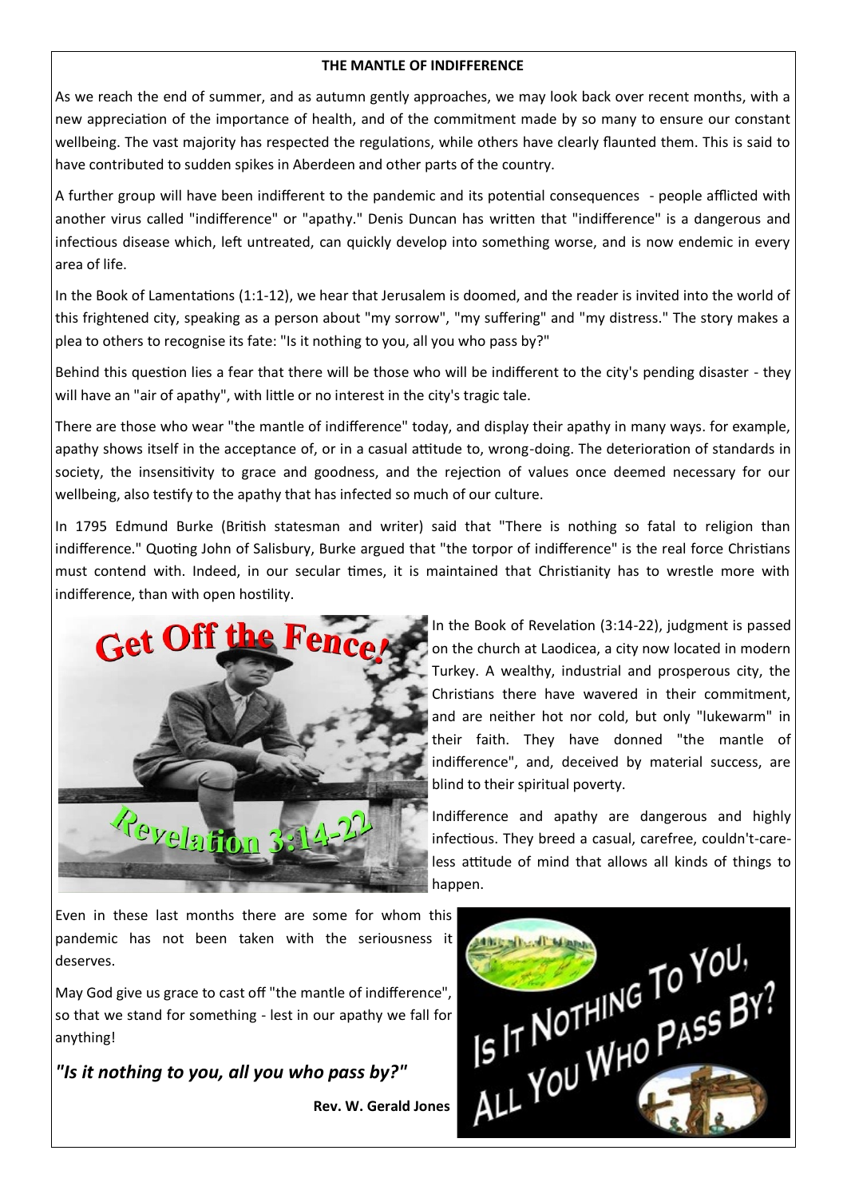**THE MANTLE OF INDIFFERENCE**

As we reach the end of summer, and as autumn gently approaches, we may look back over recent months, with a new appreciation of the importance of health, and of the commitment made by so many to ensure our constant wellbeing. The vast majority has respected the regulations, while others have clearly flaunted them. This is said to have contributed to sudden spikes in Aberdeen and other parts of the country.

A further group will have been indifferent to the pandemic and its potential consequences - people afflicted with another virus called "indifference" or "apathy." Denis Duncan has written that "indifference" is a dangerous and infectious disease which, left untreated, can quickly develop into something worse, and is now endemic in every area of life.

In the Book of Lamentations (1:1-12), we hear that Jerusalem is doomed, and the reader is invited into the world of this frightened city, speaking as a person about "my sorrow", "my suffering" and "my distress." The story makes a plea to others to recognise its fate: "Is it nothing to you, all you who pass by?"

Behind this question lies a fear that there will be those who will be indifferent to the city's pending disaster - they will have an "air of apathy", with little or no interest in the city's tragic tale.

There are those who wear "the mantle of indifference" today, and display their apathy in many ways. for example, apathy shows itself in the acceptance of, or in a casual attitude to, wrong-doing. The deterioration of standards in society, the insensitivity to grace and goodness, and the rejection of values once deemed necessary for our wellbeing, also testify to the apathy that has infected so much of our culture.

In 1795 Edmund Burke (British statesman and writer) said that "There is nothing so fatal to religion than indifference." Quoting John of Salisbury, Burke argued that "the torpor of indifference" is the real force Christians must contend with. Indeed, in our secular times, it is maintained that Christianity has to wrestle more with indifference, than with open hostility.

Get Off the Fence!

Revelation 3:14-22

In the Book of Revelation (3:14-22), judgment is passed on the church at Laodicea, a city now located in modern Turkey. A wealthy, industrial and prosperous city, the Christians there have wavered in their commitment, and are neither hot nor cold, but only "lukewarm" in their faith. They have donned "the mantle of indifference", and, deceived by material success, are blind to their spiritual poverty.

Indifference and apathy are dangerous and highly infectious. They breed a casual, carefree, couldn't-care-less attitude of mind that allows all kinds of things to happen.

Even in these last months there are some for whom this pandemic has not been taken with the seriousness it deserves.

May God give us grace to cast off "the mantle of indifference", so that we stand for something - lest in our apathy we fall for anything!

***"Is it nothing to you, all you who pass by?"***

**Rev. W. Gerald Jones**

Is It Nothing To You, All You Who Pass By?